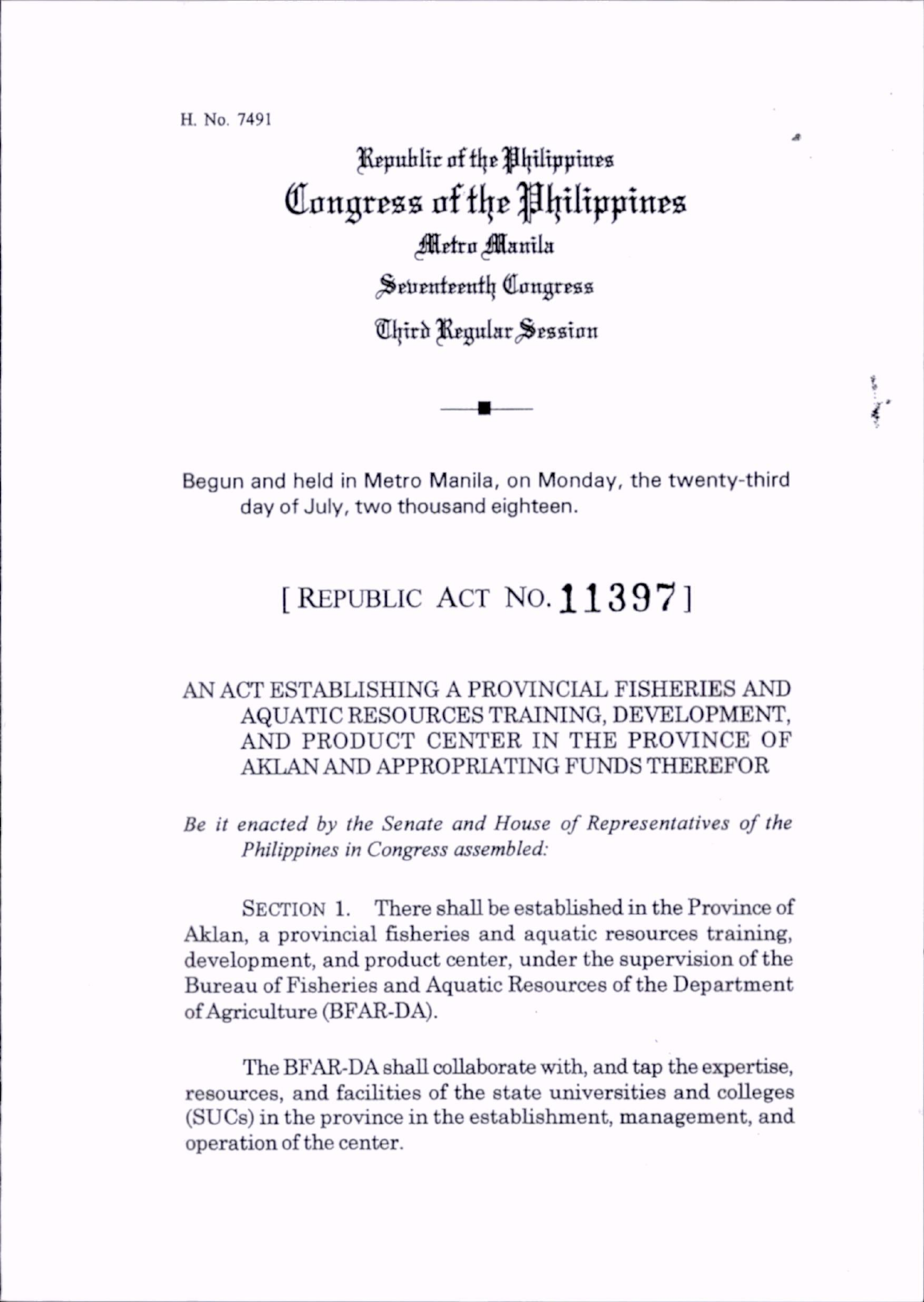H. No. 7491

Republic of the Philippines
# Congress of the Philippines
Metro Manila
Seventeenth Congress
Third Regular Session

Begun and held in Metro Manila, on Monday, the twenty-third day of July, two thousand eighteen.

## [ REPUBLIC ACT NO. 11397 ]

### AN ACT ESTABLISHING A PROVINCIAL FISHERIES AND AQUATIC RESOURCES TRAINING, DEVELOPMENT, AND PRODUCT CENTER IN THE PROVINCE OF AKLAN AND APPROPRIATING FUNDS THEREFOR

*Be it enacted by the Senate and House of Representatives of the Philippines in Congress assembled:*

SECTION 1. There shall be established in the Province of Aklan, a provincial fisheries and aquatic resources training, development, and product center, under the supervision of the Bureau of Fisheries and Aquatic Resources of the Department of Agriculture (BFAR-DA).

The BFAR-DA shall collaborate with, and tap the expertise, resources, and facilities of the state universities and colleges (SUCs) in the province in the establishment, management, and operation of the center.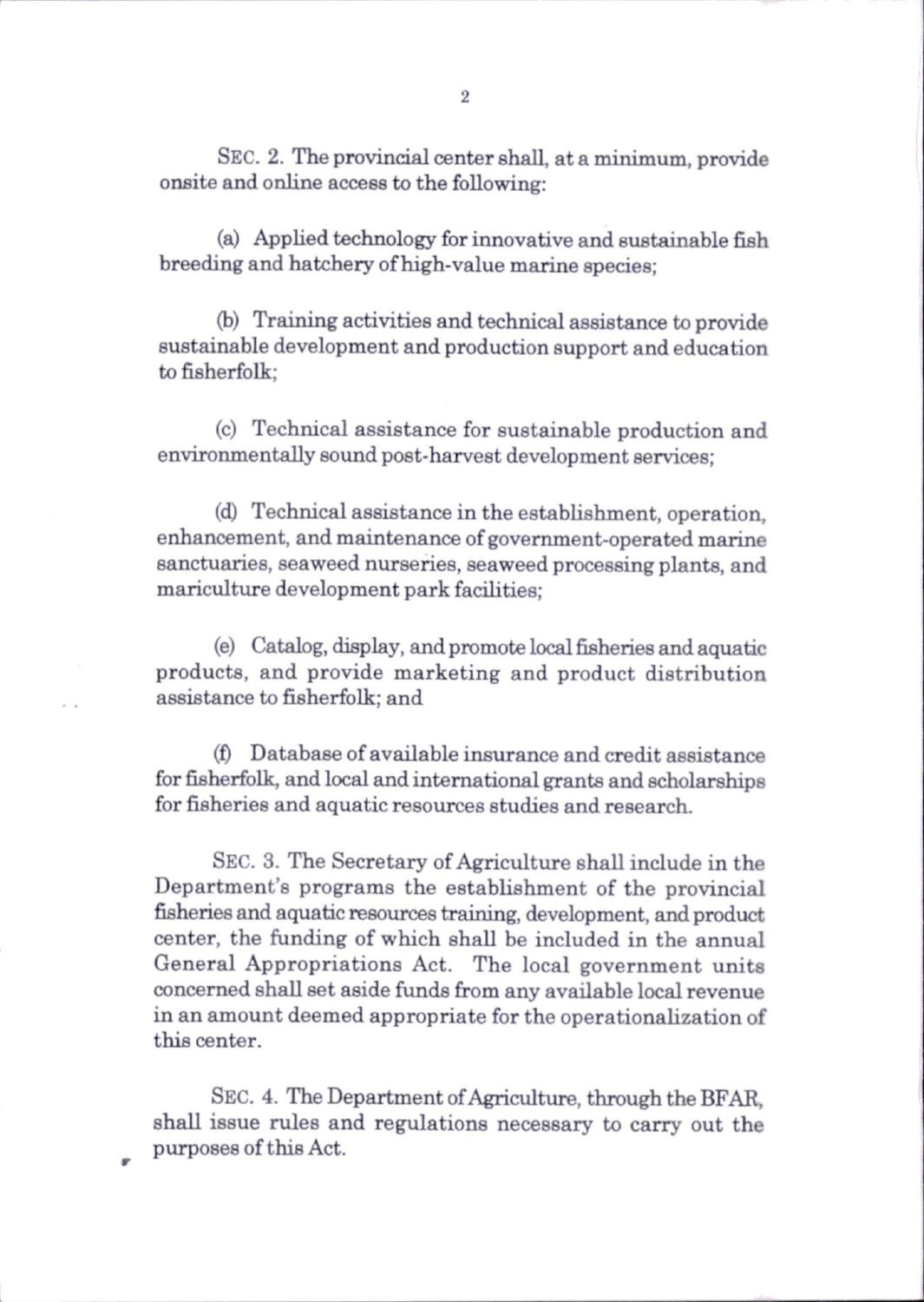SEC. 2. The provincial center shall, at a minimum, provide onsite and online access to the following:

(a) Applied technology for innovative and sustainable fish breeding and hatchery of high-value marine species;

(b) Training activities and technical assistance to provide sustainable development and production support and education to fisherfolk;

(c) Technical assistance for sustainable production and environmentally sound post-harvest development services;

(d) Technical assistance in the establishment, operation, enhancement, and maintenance of government-operated marine sanctuaries, seaweed nurseries, seaweed processing plants, and mariculture development park facilities;

(e) Catalog, display, and promote local fisheries and aquatic products, and provide marketing and product distribution assistance to fisherfolk; and

(f) Database of available insurance and credit assistance for fisherfolk, and local and international grants and scholarships for fisheries and aquatic resources studies and research.

SEC. 3. The Secretary of Agriculture shall include in the Department's programs the establishment of the provincial fisheries and aquatic resources training, development, and product center, the funding of which shall be included in the annual General Appropriations Act. The local government units concerned shall set aside funds from any available local revenue in an amount deemed appropriate for the operationalization of this center.

SEC. 4. The Department of Agriculture, through the BFAR, shall issue rules and regulations necessary to carry out the purposes of this Act.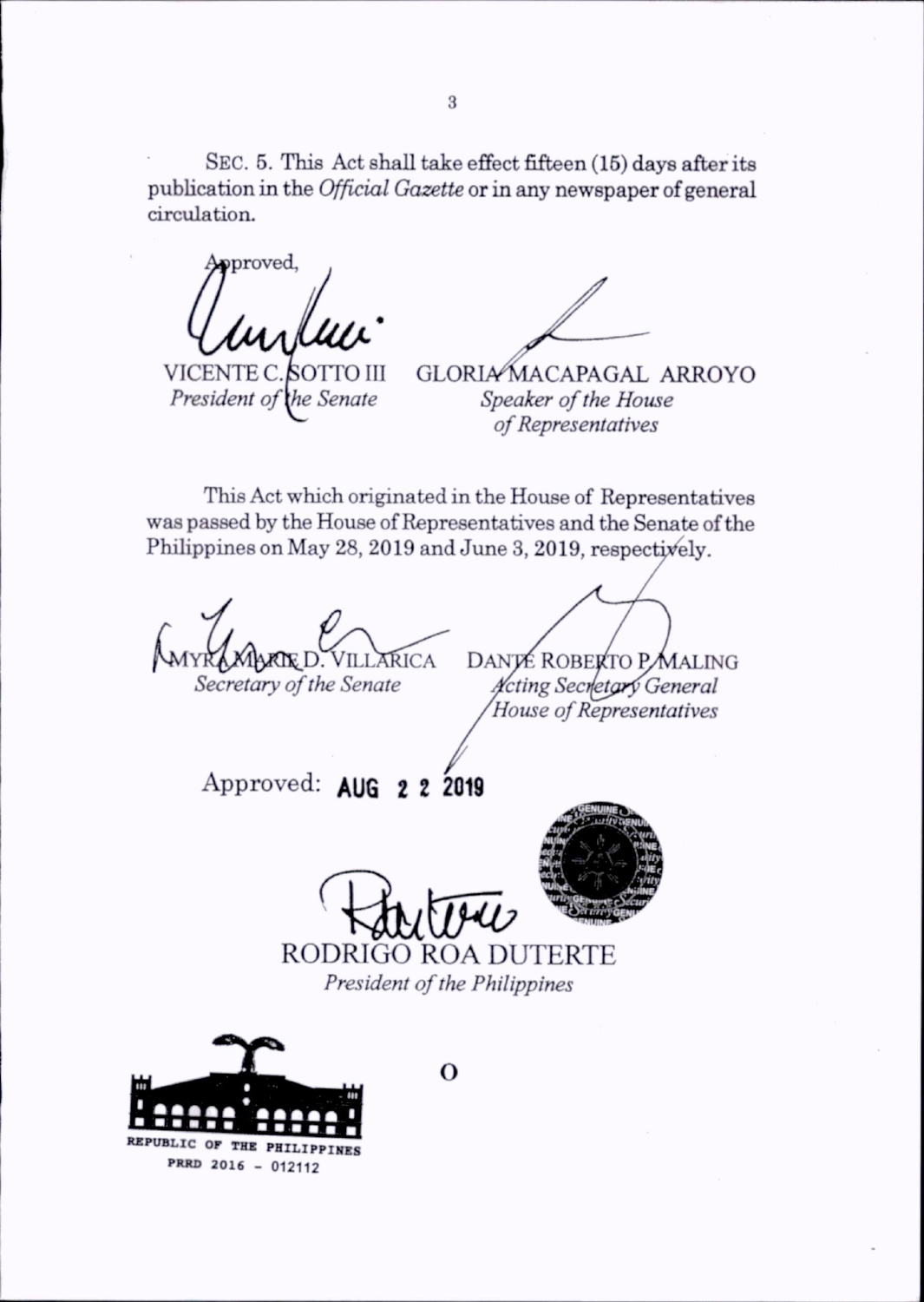SEC. 5. This Act shall take effect fifteen (15) days after its publication in the *Official Gazette* or in any newspaper of general circulation.

Approved,

VICENTE C. SOTTO III
*President of the Senate*

GLORIA MACAPAGAL ARROYO
*Speaker of the House of Representatives*

This Act which originated in the House of Representatives was passed by the House of Representatives and the Senate of the Philippines on May 28, 2019 and June 3, 2019, respectively.

MYRA MARIE D. VILLARICA
*Secretary of the Senate*

DANTE ROBERTO P. MALING
*Acting Secretary General House of Representatives*

Approved: **AUG 22 2019**

RODRIGO ROA DUTERTE
*President of the Philippines*

REPUBLIC OF THE PHILIPPINES
PRRD 2016 - 012112

O